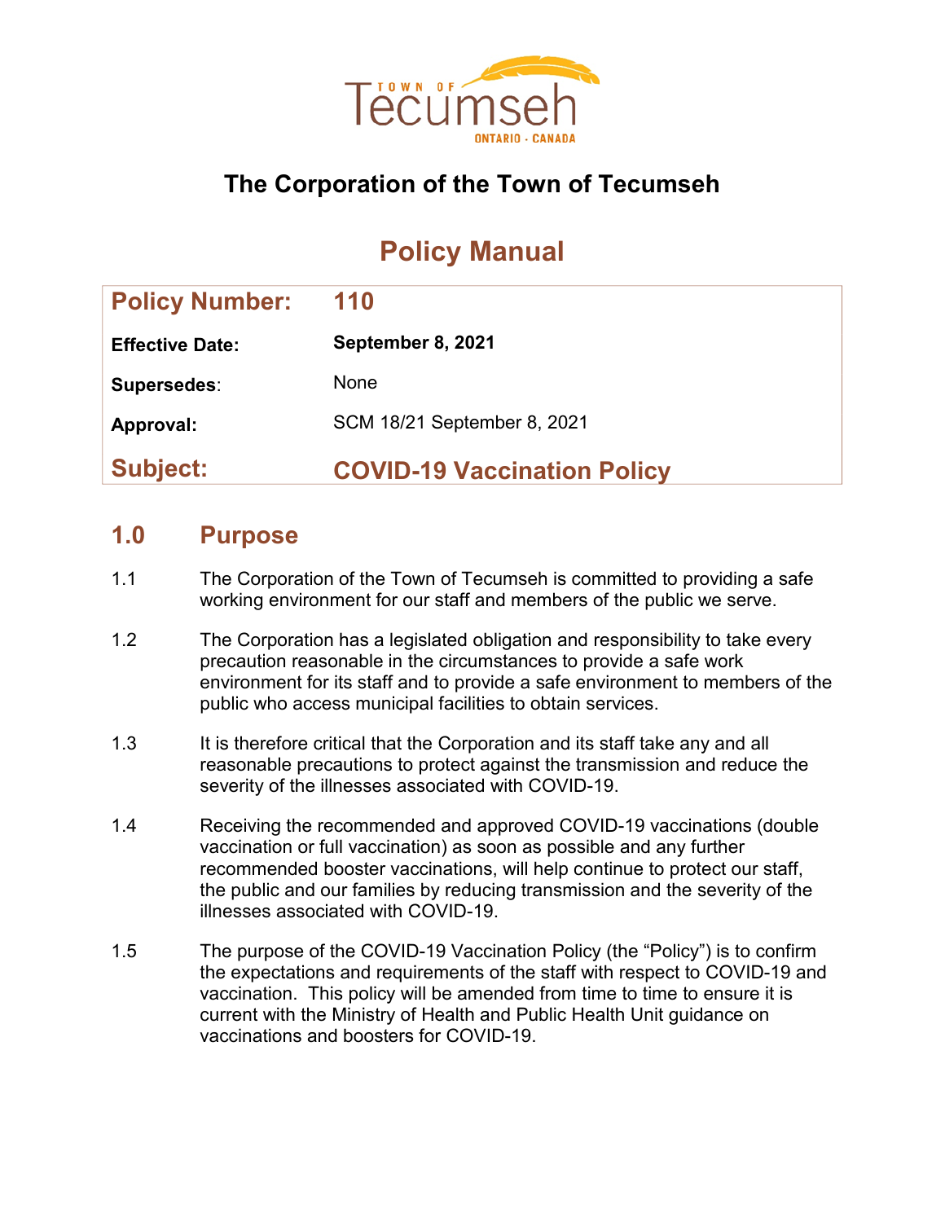# The Corporation of the Town of Tecumseh

## Policy Manual

| **Policy Number:** | **110** |
| --- | --- |
| **Effective Date:** | **September 8, 2021** |
| **Supersedes**: | None |
| **Approval:** | SCM 18/21 September 8, 2021 |
| **Subject:** | **COVID-19 Vaccination Policy** |

## 1.0 Purpose

1.1 The Corporation of the Town of Tecumseh is committed to providing a safe working environment for our staff and members of the public we serve.

1.2 The Corporation has a legislated obligation and responsibility to take every precaution reasonable in the circumstances to provide a safe work environment for its staff and to provide a safe environment to members of the public who access municipal facilities to obtain services.

1.3 It is therefore critical that the Corporation and its staff take any and all reasonable precautions to protect against the transmission and reduce the severity of the illnesses associated with COVID-19.

1.4 Receiving the recommended and approved COVID-19 vaccinations (double vaccination or full vaccination) as soon as possible and any further recommended booster vaccinations, will help continue to protect our staff, the public and our families by reducing transmission and the severity of the illnesses associated with COVID-19.

1.5 The purpose of the COVID-19 Vaccination Policy (the "Policy") is to confirm the expectations and requirements of the staff with respect to COVID-19 and vaccination. This policy will be amended from time to time to ensure it is current with the Ministry of Health and Public Health Unit guidance on vaccinations and boosters for COVID-19.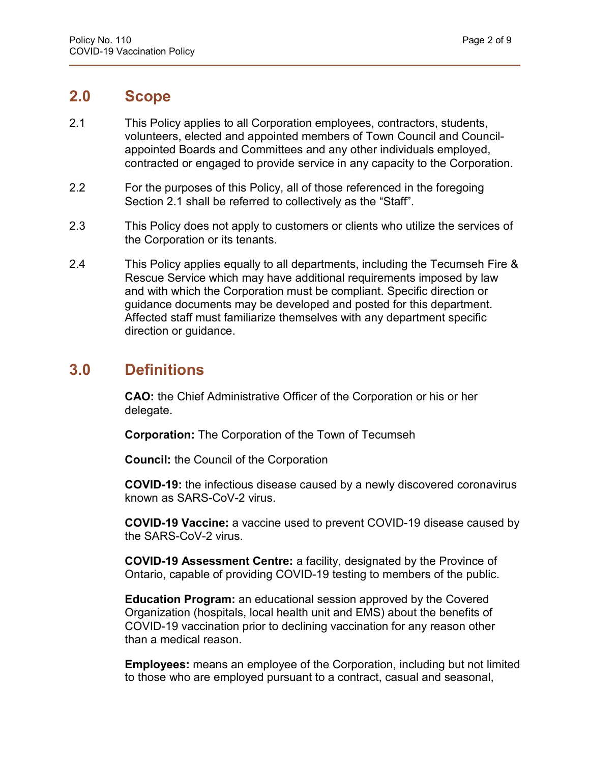## 2.0 Scope

2.1 This Policy applies to all Corporation employees, contractors, students, volunteers, elected and appointed members of Town Council and Council-appointed Boards and Committees and any other individuals employed, contracted or engaged to provide service in any capacity to the Corporation.

2.2 For the purposes of this Policy, all of those referenced in the foregoing Section 2.1 shall be referred to collectively as the "Staff".

2.3 This Policy does not apply to customers or clients who utilize the services of the Corporation or its tenants.

2.4 This Policy applies equally to all departments, including the Tecumseh Fire & Rescue Service which may have additional requirements imposed by law and with which the Corporation must be compliant. Specific direction or guidance documents may be developed and posted for this department. Affected staff must familiarize themselves with any department specific direction or guidance.

## 3.0 Definitions

**CAO:** the Chief Administrative Officer of the Corporation or his or her delegate.

**Corporation:** The Corporation of the Town of Tecumseh

**Council:** the Council of the Corporation

**COVID-19:** the infectious disease caused by a newly discovered coronavirus known as SARS-CoV-2 virus.

**COVID-19 Vaccine:** a vaccine used to prevent COVID-19 disease caused by the SARS-CoV-2 virus.

**COVID-19 Assessment Centre:** a facility, designated by the Province of Ontario, capable of providing COVID-19 testing to members of the public.

**Education Program:** an educational session approved by the Covered Organization (hospitals, local health unit and EMS) about the benefits of COVID-19 vaccination prior to declining vaccination for any reason other than a medical reason.

**Employees:** means an employee of the Corporation, including but not limited to those who are employed pursuant to a contract, casual and seasonal,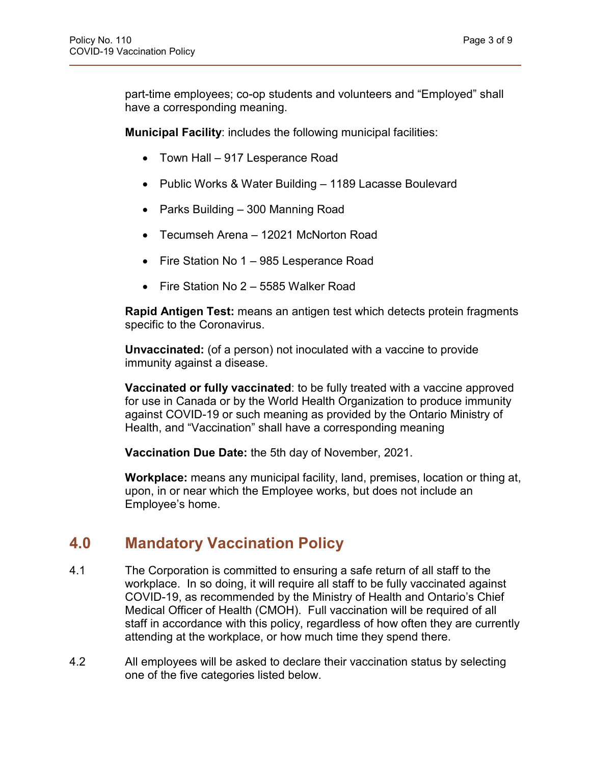part-time employees; co-op students and volunteers and "Employed" shall have a corresponding meaning.

**Municipal Facility**: includes the following municipal facilities:

- Town Hall – 917 Lesperance Road
- Public Works & Water Building – 1189 Lacasse Boulevard
- Parks Building – 300 Manning Road
- Tecumseh Arena – 12021 McNorton Road
- Fire Station No 1 – 985 Lesperance Road
- Fire Station No 2 – 5585 Walker Road

**Rapid Antigen Test:** means an antigen test which detects protein fragments specific to the Coronavirus.

**Unvaccinated:** (of a person) not inoculated with a vaccine to provide immunity against a disease.

**Vaccinated or fully vaccinated**: to be fully treated with a vaccine approved for use in Canada or by the World Health Organization to produce immunity against COVID-19 or such meaning as provided by the Ontario Ministry of Health, and "Vaccination" shall have a corresponding meaning

**Vaccination Due Date:** the 5th day of November, 2021.

**Workplace:** means any municipal facility, land, premises, location or thing at, upon, in or near which the Employee works, but does not include an Employee's home.

## 4.0 Mandatory Vaccination Policy

4.1 The Corporation is committed to ensuring a safe return of all staff to the workplace. In so doing, it will require all staff to be fully vaccinated against COVID-19, as recommended by the Ministry of Health and Ontario's Chief Medical Officer of Health (CMOH). Full vaccination will be required of all staff in accordance with this policy, regardless of how often they are currently attending at the workplace, or how much time they spend there.

4.2 All employees will be asked to declare their vaccination status by selecting one of the five categories listed below.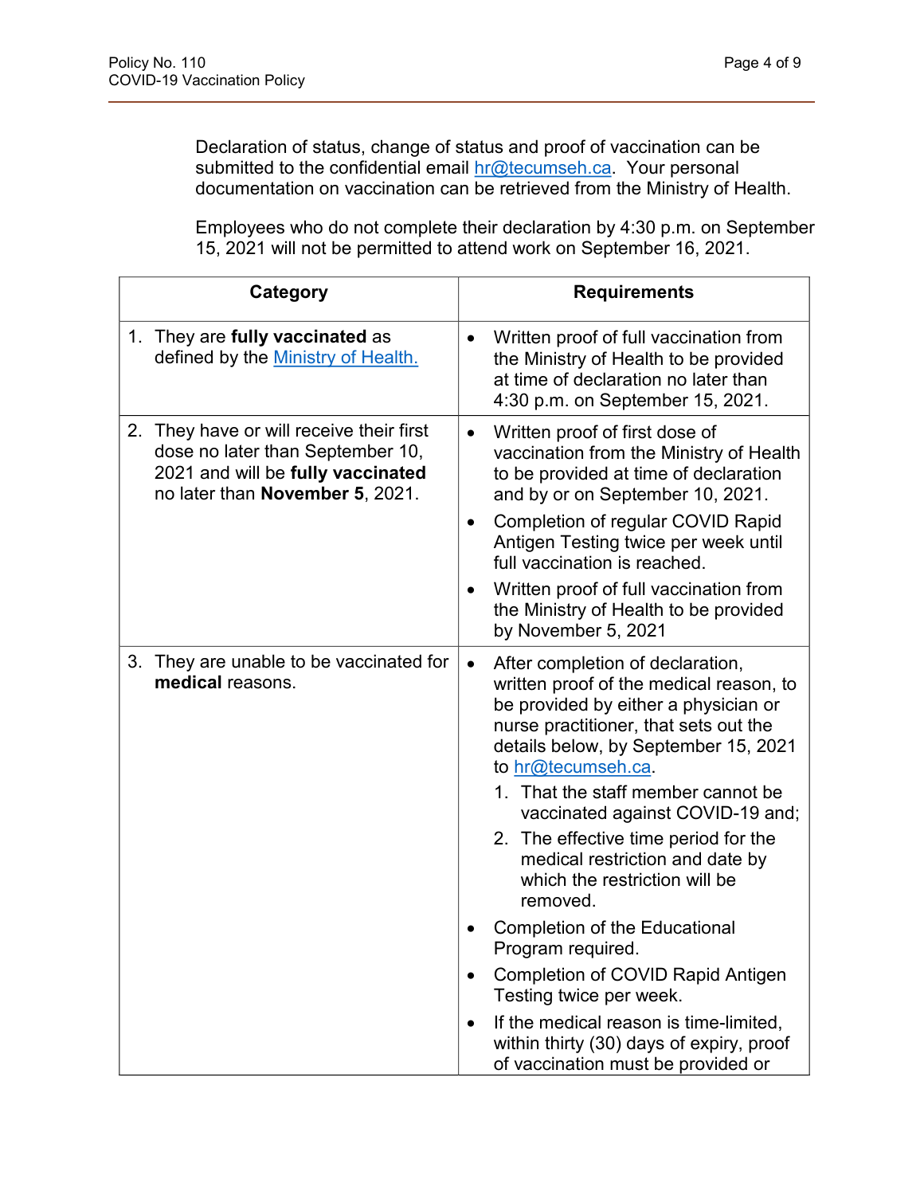Declaration of status, change of status and proof of vaccination can be submitted to the confidential email [hr@tecumseh.ca](mailto:hr@tecumseh.ca). Your personal documentation on vaccination can be retrieved from the Ministry of Health.

Employees who do not complete their declaration by 4:30 p.m. on September 15, 2021 will not be permitted to attend work on September 16, 2021.

| Category | Requirements |
|---|---|
| 1. They are **fully vaccinated** as defined by the [Ministry of Health.](#) | • Written proof of full vaccination from the Ministry of Health to be provided at time of declaration no later than 4:30 p.m. on September 15, 2021. |
| 2. They have or will receive their first dose no later than September 10, 2021 and will be **fully vaccinated** no later than **November 5**, 2021. | • Written proof of first dose of vaccination from the Ministry of Health to be provided at time of declaration and by or on September 10, 2021.<br>• Completion of regular COVID Rapid Antigen Testing twice per week until full vaccination is reached.<br>• Written proof of full vaccination from the Ministry of Health to be provided by November 5, 2021 |
| 3. They are unable to be vaccinated for **medical** reasons. | • After completion of declaration, written proof of the medical reason, to be provided by either a physician or nurse practitioner, that sets out the details below, by September 15, 2021 to [hr@tecumseh.ca](mailto:hr@tecumseh.ca).<br>1. That the staff member cannot be vaccinated against COVID-19 and;<br>2. The effective time period for the medical restriction and date by which the restriction will be removed.<br>• Completion of the Educational Program required.<br>• Completion of COVID Rapid Antigen Testing twice per week.<br>• If the medical reason is time-limited, within thirty (30) days of expiry, proof of vaccination must be provided or |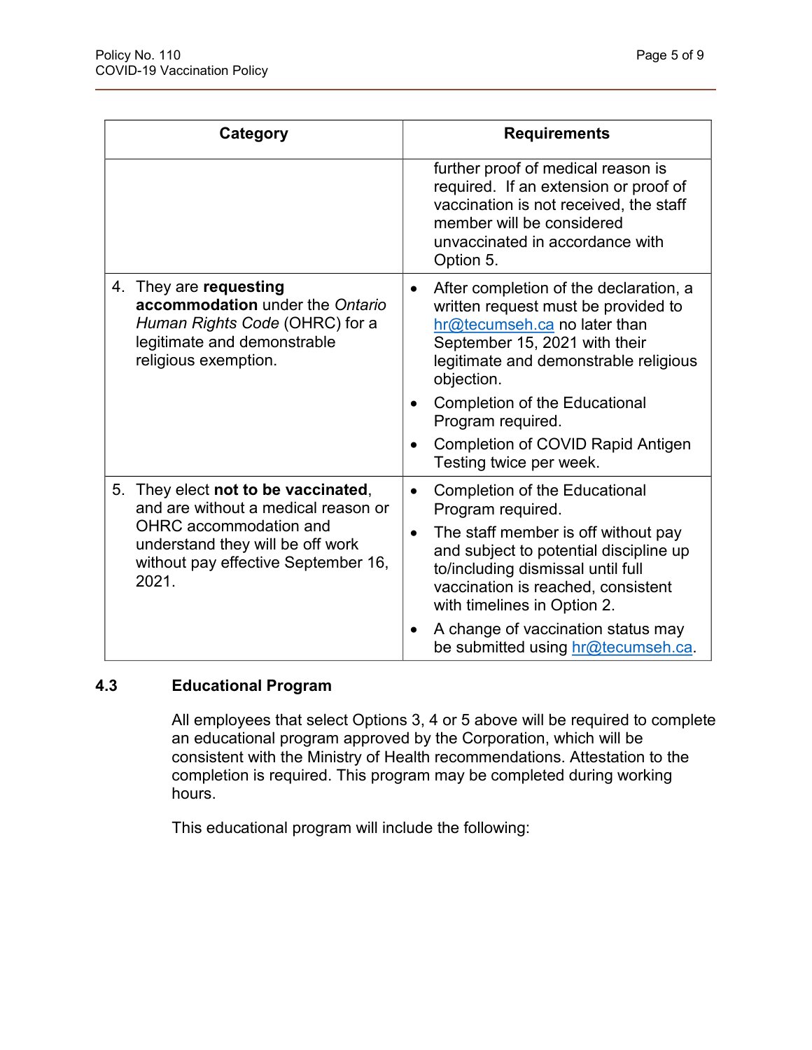| Category | Requirements |
|---|---|
| | further proof of medical reason is required. If an extension or proof of vaccination is not received, the staff member will be considered unvaccinated in accordance with Option 5. |
| 4. They are **requesting accommodation** under the *Ontario Human Rights Code* (OHRC) for a legitimate and demonstrable religious exemption. | • After completion of the declaration, a written request must be provided to hr@tecumseh.ca no later than September 15, 2021 with their legitimate and demonstrable religious objection.<br>• Completion of the Educational Program required.<br>• Completion of COVID Rapid Antigen Testing twice per week. |
| 5. They elect **not to be vaccinated**, and are without a medical reason or OHRC accommodation and understand they will be off work without pay effective September 16, 2021. | • Completion of the Educational Program required.<br>• The staff member is off without pay and subject to potential discipline up to/including dismissal until full vaccination is reached, consistent with timelines in Option 2.<br>• A change of vaccination status may be submitted using hr@tecumseh.ca. |

### 4.3 Educational Program

All employees that select Options 3, 4 or 5 above will be required to complete an educational program approved by the Corporation, which will be consistent with the Ministry of Health recommendations. Attestation to the completion is required. This program may be completed during working hours.

This educational program will include the following: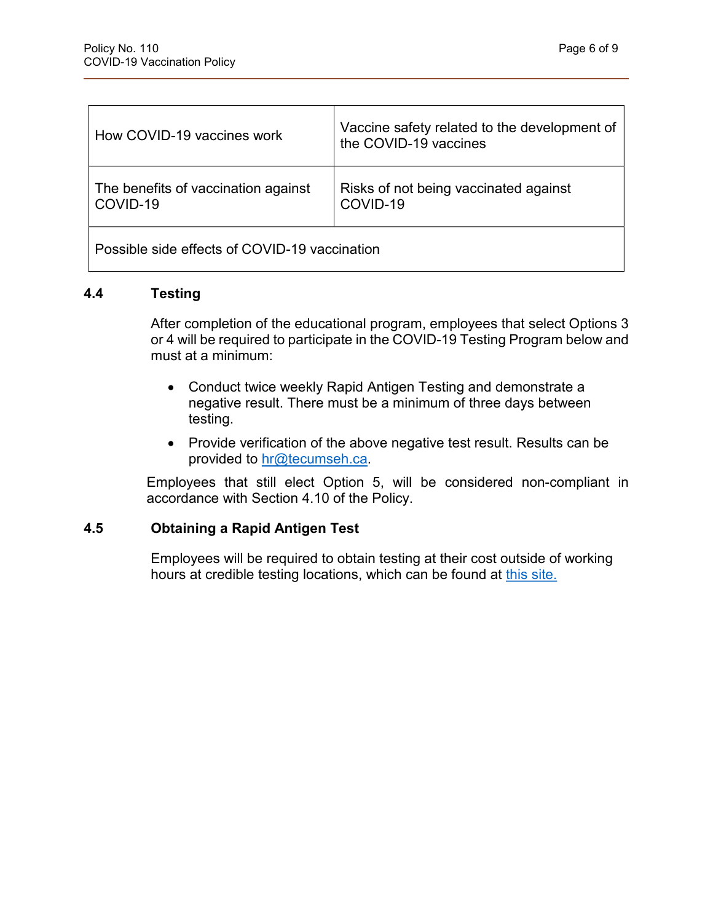| How COVID-19 vaccines work | Vaccine safety related to the development of the COVID-19 vaccines |
|---|---|
| The benefits of vaccination against COVID-19 | Risks of not being vaccinated against COVID-19 |
| Possible side effects of COVID-19 vaccination | |

### 4.4 Testing

After completion of the educational program, employees that select Options 3 or 4 will be required to participate in the COVID-19 Testing Program below and must at a minimum:

- Conduct twice weekly Rapid Antigen Testing and demonstrate a negative result. There must be a minimum of three days between testing.
- Provide verification of the above negative test result. Results can be provided to hr@tecumseh.ca.

Employees that still elect Option 5, will be considered non-compliant in accordance with Section 4.10 of the Policy.

### 4.5 Obtaining a Rapid Antigen Test

Employees will be required to obtain testing at their cost outside of working hours at credible testing locations, which can be found at this site.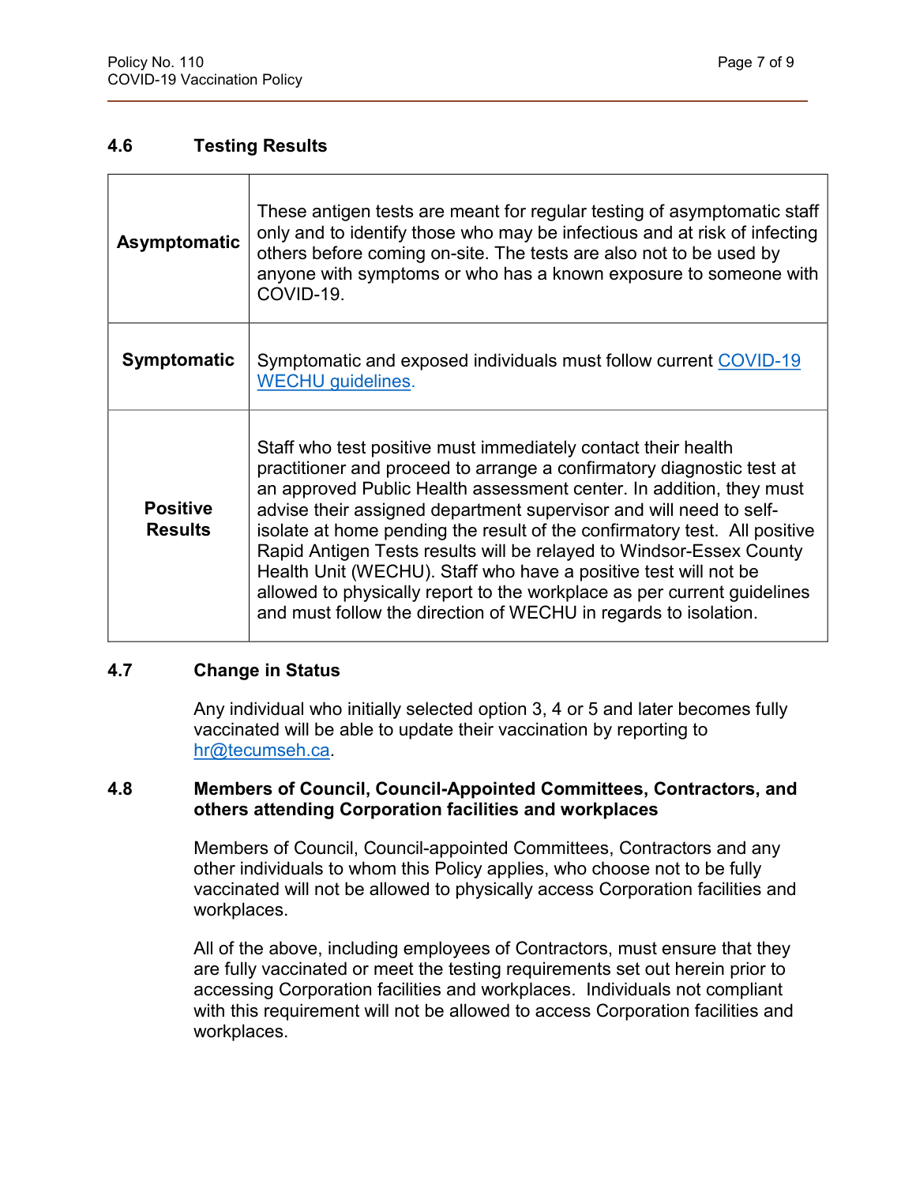## 4.6 Testing Results

| | |
|---|---|
| **Asymptomatic** | These antigen tests are meant for regular testing of asymptomatic staff only and to identify those who may be infectious and at risk of infecting others before coming on-site. The tests are also not to be used by anyone with symptoms or who has a known exposure to someone with COVID-19. |
| **Symptomatic** | Symptomatic and exposed individuals must follow current [COVID-19 WECHU guidelines](). |
| **Positive Results** | Staff who test positive must immediately contact their health practitioner and proceed to arrange a confirmatory diagnostic test at an approved Public Health assessment center. In addition, they must advise their assigned department supervisor and will need to self-isolate at home pending the result of the confirmatory test. All positive Rapid Antigen Tests results will be relayed to Windsor-Essex County Health Unit (WECHU). Staff who have a positive test will not be allowed to physically report to the workplace as per current guidelines and must follow the direction of WECHU in regards to isolation. |

## 4.7 Change in Status

Any individual who initially selected option 3, 4 or 5 and later becomes fully vaccinated will be able to update their vaccination by reporting to hr@tecumseh.ca.

## 4.8 Members of Council, Council-Appointed Committees, Contractors, and others attending Corporation facilities and workplaces

Members of Council, Council-appointed Committees, Contractors and any other individuals to whom this Policy applies, who choose not to be fully vaccinated will not be allowed to physically access Corporation facilities and workplaces.

All of the above, including employees of Contractors, must ensure that they are fully vaccinated or meet the testing requirements set out herein prior to accessing Corporation facilities and workplaces. Individuals not compliant with this requirement will not be allowed to access Corporation facilities and workplaces.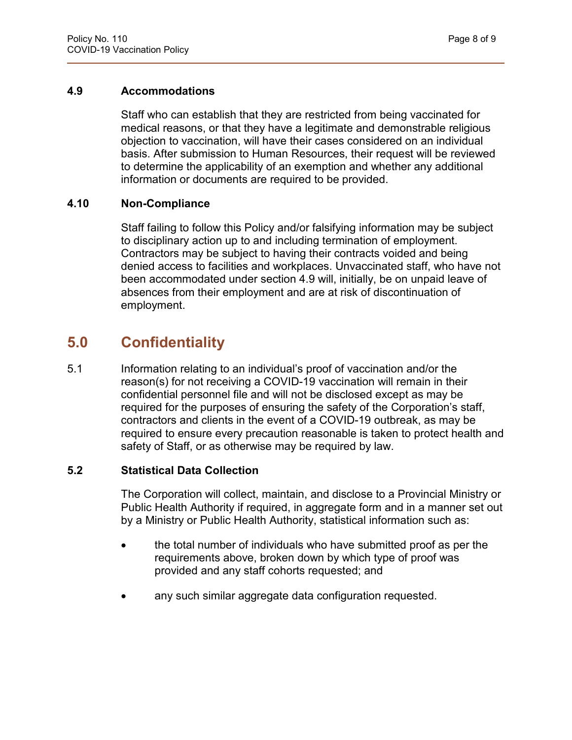### 4.9 Accommodations

Staff who can establish that they are restricted from being vaccinated for medical reasons, or that they have a legitimate and demonstrable religious objection to vaccination, will have their cases considered on an individual basis. After submission to Human Resources, their request will be reviewed to determine the applicability of an exemption and whether any additional information or documents are required to be provided.

### 4.10 Non-Compliance

Staff failing to follow this Policy and/or falsifying information may be subject to disciplinary action up to and including termination of employment. Contractors may be subject to having their contracts voided and being denied access to facilities and workplaces. Unvaccinated staff, who have not been accommodated under section 4.9 will, initially, be on unpaid leave of absences from their employment and are at risk of discontinuation of employment.

## 5.0 Confidentiality

5.1 Information relating to an individual's proof of vaccination and/or the reason(s) for not receiving a COVID-19 vaccination will remain in their confidential personnel file and will not be disclosed except as may be required for the purposes of ensuring the safety of the Corporation's staff, contractors and clients in the event of a COVID-19 outbreak, as may be required to ensure every precaution reasonable is taken to protect health and safety of Staff, or as otherwise may be required by law.

### 5.2 Statistical Data Collection

The Corporation will collect, maintain, and disclose to a Provincial Ministry or Public Health Authority if required, in aggregate form and in a manner set out by a Ministry or Public Health Authority, statistical information such as:

- the total number of individuals who have submitted proof as per the requirements above, broken down by which type of proof was provided and any staff cohorts requested; and
- any such similar aggregate data configuration requested.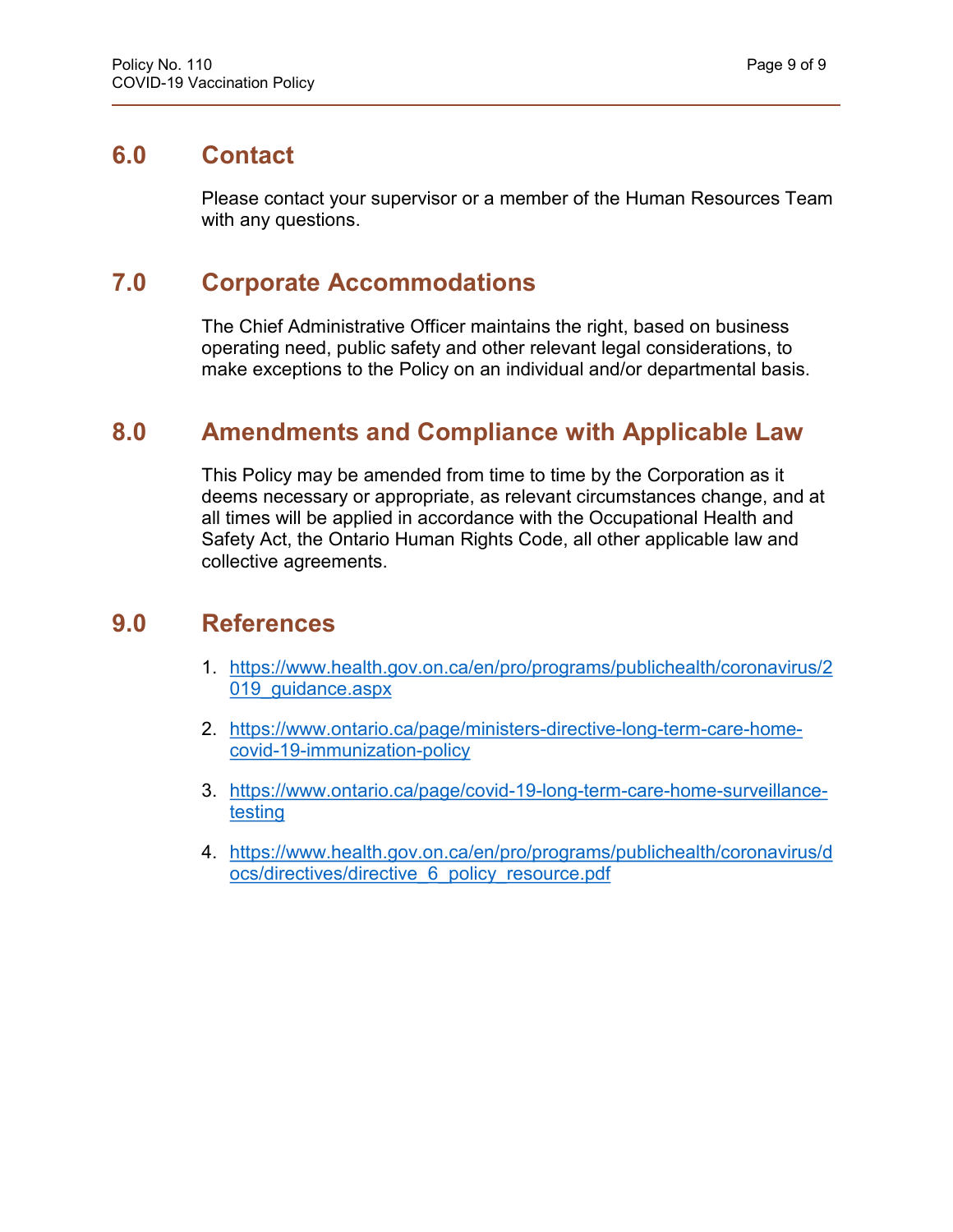## 6.0 Contact

Please contact your supervisor or a member of the Human Resources Team with any questions.

## 7.0 Corporate Accommodations

The Chief Administrative Officer maintains the right, based on business operating need, public safety and other relevant legal considerations, to make exceptions to the Policy on an individual and/or departmental basis.

## 8.0 Amendments and Compliance with Applicable Law

This Policy may be amended from time to time by the Corporation as it deems necessary or appropriate, as relevant circumstances change, and at all times will be applied in accordance with the Occupational Health and Safety Act, the Ontario Human Rights Code, all other applicable law and collective agreements.

## 9.0 References

1. https://www.health.gov.on.ca/en/pro/programs/publichealth/coronavirus/2019_guidance.aspx
2. https://www.ontario.ca/page/ministers-directive-long-term-care-home-covid-19-immunization-policy
3. https://www.ontario.ca/page/covid-19-long-term-care-home-surveillance-testing
4. https://www.health.gov.on.ca/en/pro/programs/publichealth/coronavirus/docs/directives/directive_6_policy_resource.pdf